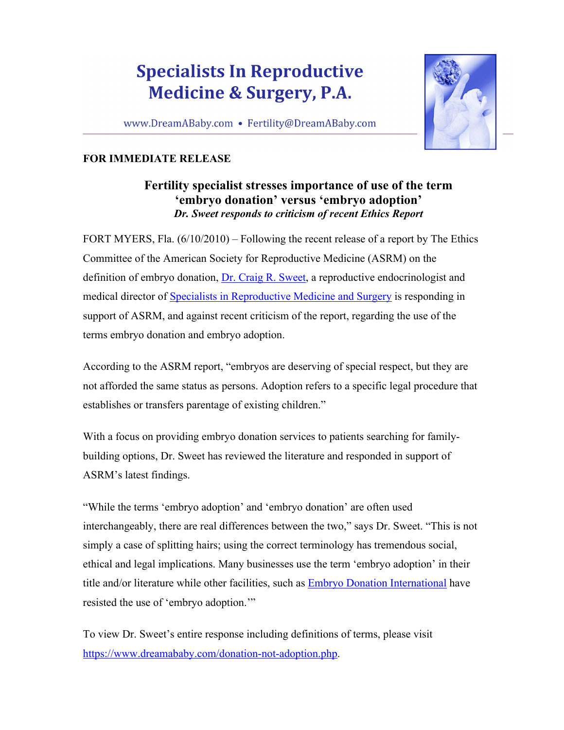# Specialists In Reproductive Medicine & Surgery, P.A.

www.DreamABaby.com • Fertility@DreamABaby.com

**FOR IMMEDIATE RELEASE**

## Fertility specialist stresses importance of use of the term 'embryo donation' versus 'embryo adoption'

***Dr. Sweet responds to criticism of recent Ethics Report***

FORT MYERS, Fla. (6/10/2010) – Following the recent release of a report by The Ethics Committee of the American Society for Reproductive Medicine (ASRM) on the definition of embryo donation, Dr. Craig R. Sweet, a reproductive endocrinologist and medical director of Specialists in Reproductive Medicine and Surgery is responding in support of ASRM, and against recent criticism of the report, regarding the use of the terms embryo donation and embryo adoption.

According to the ASRM report, "embryos are deserving of special respect, but they are not afforded the same status as persons. Adoption refers to a specific legal procedure that establishes or transfers parentage of existing children."

With a focus on providing embryo donation services to patients searching for family-building options, Dr. Sweet has reviewed the literature and responded in support of ASRM's latest findings.

"While the terms 'embryo adoption' and 'embryo donation' are often used interchangeably, there are real differences between the two," says Dr. Sweet. "This is not simply a case of splitting hairs; using the correct terminology has tremendous social, ethical and legal implications. Many businesses use the term 'embryo adoption' in their title and/or literature while other facilities, such as Embryo Donation International have resisted the use of 'embryo adoption.'"

To view Dr. Sweet's entire response including definitions of terms, please visit https://www.dreamababy.com/donation-not-adoption.php.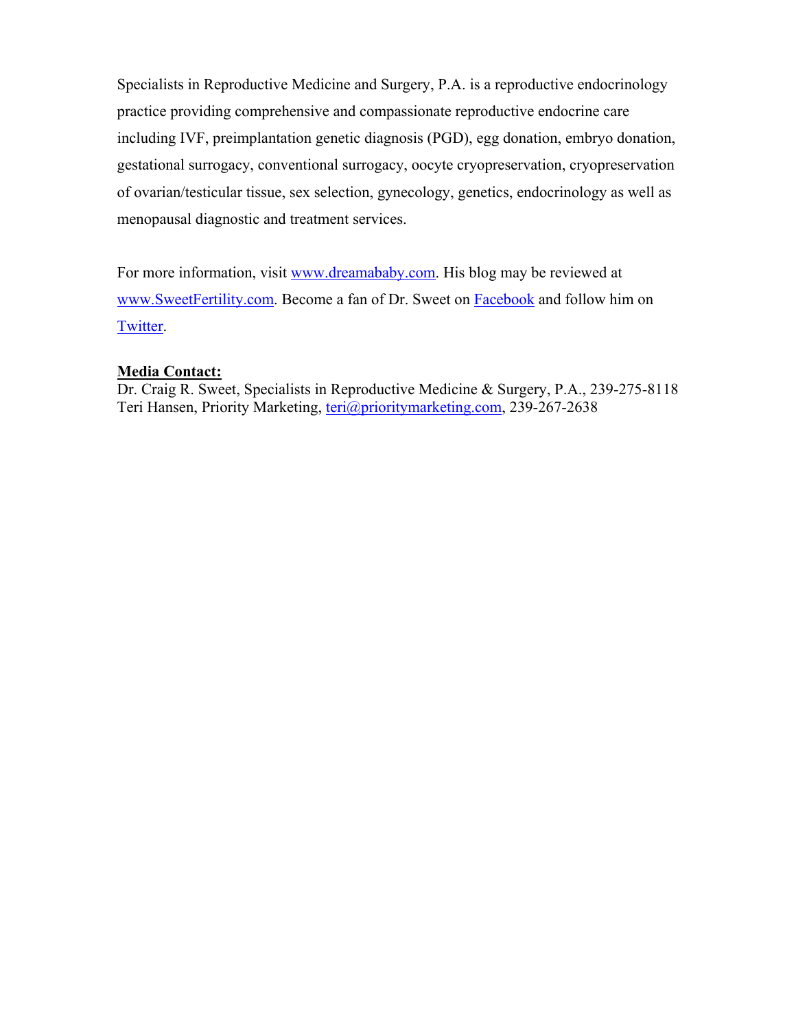Specialists in Reproductive Medicine and Surgery, P.A. is a reproductive endocrinology practice providing comprehensive and compassionate reproductive endocrine care including IVF, preimplantation genetic diagnosis (PGD), egg donation, embryo donation, gestational surrogacy, conventional surrogacy, oocyte cryopreservation, cryopreservation of ovarian/testicular tissue, sex selection, gynecology, genetics, endocrinology as well as menopausal diagnostic and treatment services.

For more information, visit www.dreamababy.com. His blog may be reviewed at www.SweetFertility.com. Become a fan of Dr. Sweet on Facebook and follow him on Twitter.

**Media Contact:**
Dr. Craig R. Sweet, Specialists in Reproductive Medicine & Surgery, P.A., 239-275-8118
Teri Hansen, Priority Marketing, teri@prioritymarketing.com, 239-267-2638